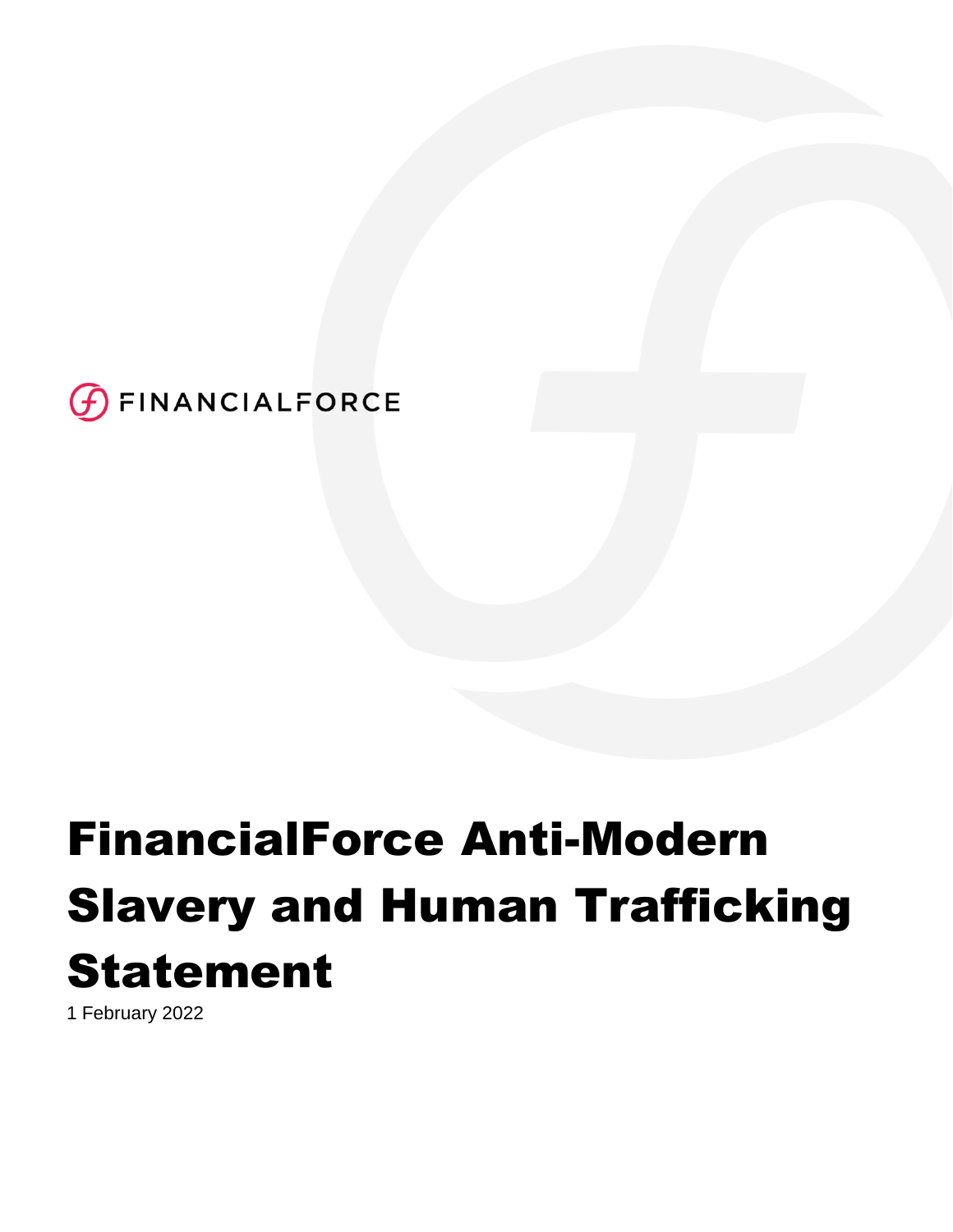FINANCIALFORCE

# FinancialForce Anti-Modern Slavery and Human Trafficking Statement

1 February 2022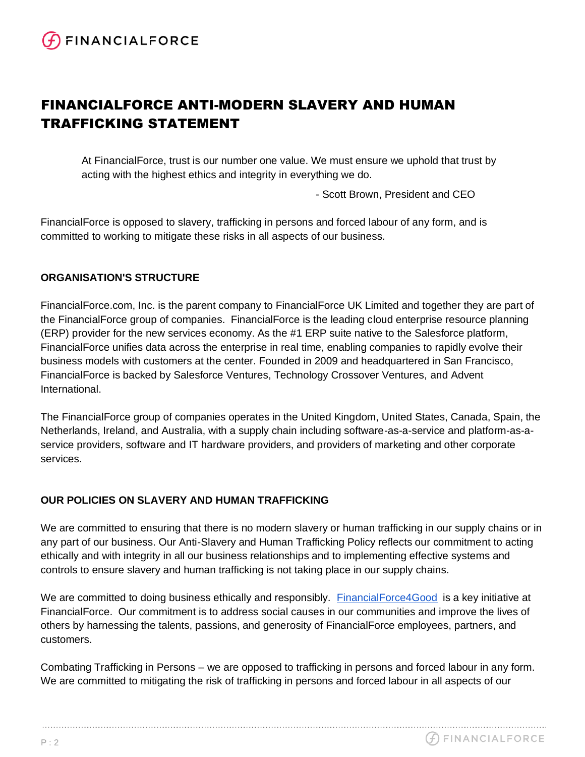# FINANCIALFORCE ANTI-MODERN SLAVERY AND HUMAN TRAFFICKING STATEMENT

> At FinancialForce, trust is our number one value. We must ensure we uphold that trust by acting with the highest ethics and integrity in everything we do.
>
> \- Scott Brown, President and CEO

FinancialForce is opposed to slavery, trafficking in persons and forced labour of any form, and is committed to working to mitigate these risks in all aspects of our business.

**ORGANISATION'S STRUCTURE**

FinancialForce.com, Inc. is the parent company to FinancialForce UK Limited and together they are part of the FinancialForce group of companies. FinancialForce is the leading cloud enterprise resource planning (ERP) provider for the new services economy. As the #1 ERP suite native to the Salesforce platform, FinancialForce unifies data across the enterprise in real time, enabling companies to rapidly evolve their business models with customers at the center. Founded in 2009 and headquartered in San Francisco, FinancialForce is backed by Salesforce Ventures, Technology Crossover Ventures, and Advent International.

The FinancialForce group of companies operates in the United Kingdom, United States, Canada, Spain, the Netherlands, Ireland, and Australia, with a supply chain including software-as-a-service and platform-as-a-service providers, software and IT hardware providers, and providers of marketing and other corporate services.

**OUR POLICIES ON SLAVERY AND HUMAN TRAFFICKING**

We are committed to ensuring that there is no modern slavery or human trafficking in our supply chains or in any part of our business. Our Anti-Slavery and Human Trafficking Policy reflects our commitment to acting ethically and with integrity in all our business relationships and to implementing effective systems and controls to ensure slavery and human trafficking is not taking place in our supply chains.

We are committed to doing business ethically and responsibly. FinancialForce4Good is a key initiative at FinancialForce. Our commitment is to address social causes in our communities and improve the lives of others by harnessing the talents, passions, and generosity of FinancialForce employees, partners, and customers.

Combating Trafficking in Persons – we are opposed to trafficking in persons and forced labour in any form. We are committed to mitigating the risk of trafficking in persons and forced labour in all aspects of our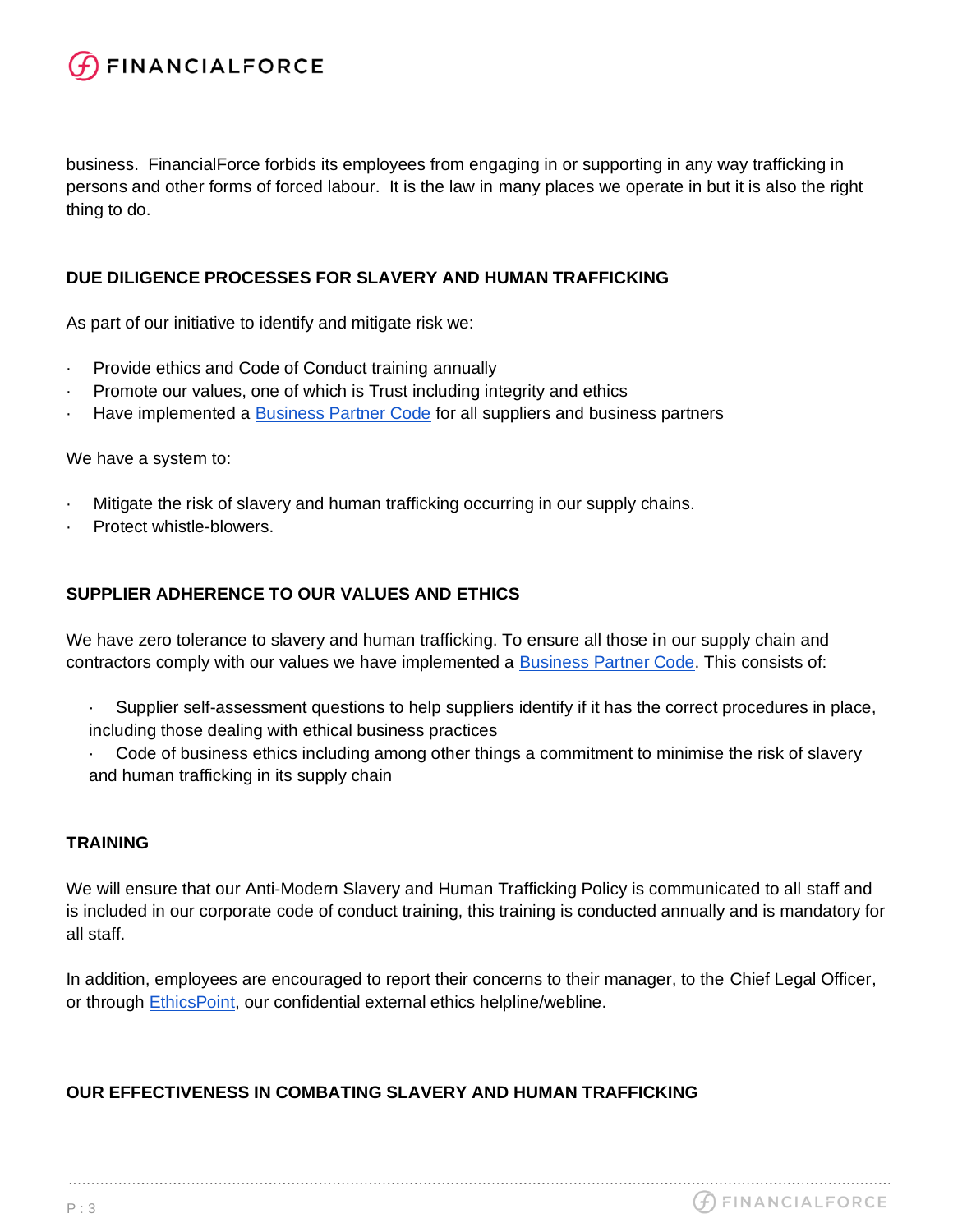business. FinancialForce forbids its employees from engaging in or supporting in any way trafficking in persons and other forms of forced labour. It is the law in many places we operate in but it is also the right thing to do.

## DUE DILIGENCE PROCESSES FOR SLAVERY AND HUMAN TRAFFICKING

As part of our initiative to identify and mitigate risk we:

- Provide ethics and Code of Conduct training annually
- Promote our values, one of which is Trust including integrity and ethics
- Have implemented a Business Partner Code for all suppliers and business partners

We have a system to:

- Mitigate the risk of slavery and human trafficking occurring in our supply chains.
- Protect whistle-blowers.

## SUPPLIER ADHERENCE TO OUR VALUES AND ETHICS

We have zero tolerance to slavery and human trafficking. To ensure all those in our supply chain and contractors comply with our values we have implemented a Business Partner Code. This consists of:

- Supplier self-assessment questions to help suppliers identify if it has the correct procedures in place, including those dealing with ethical business practices
- Code of business ethics including among other things a commitment to minimise the risk of slavery and human trafficking in its supply chain

## TRAINING

We will ensure that our Anti-Modern Slavery and Human Trafficking Policy is communicated to all staff and is included in our corporate code of conduct training, this training is conducted annually and is mandatory for all staff.

In addition, employees are encouraged to report their concerns to their manager, to the Chief Legal Officer, or through EthicsPoint, our confidential external ethics helpline/webline.

## OUR EFFECTIVENESS IN COMBATING SLAVERY AND HUMAN TRAFFICKING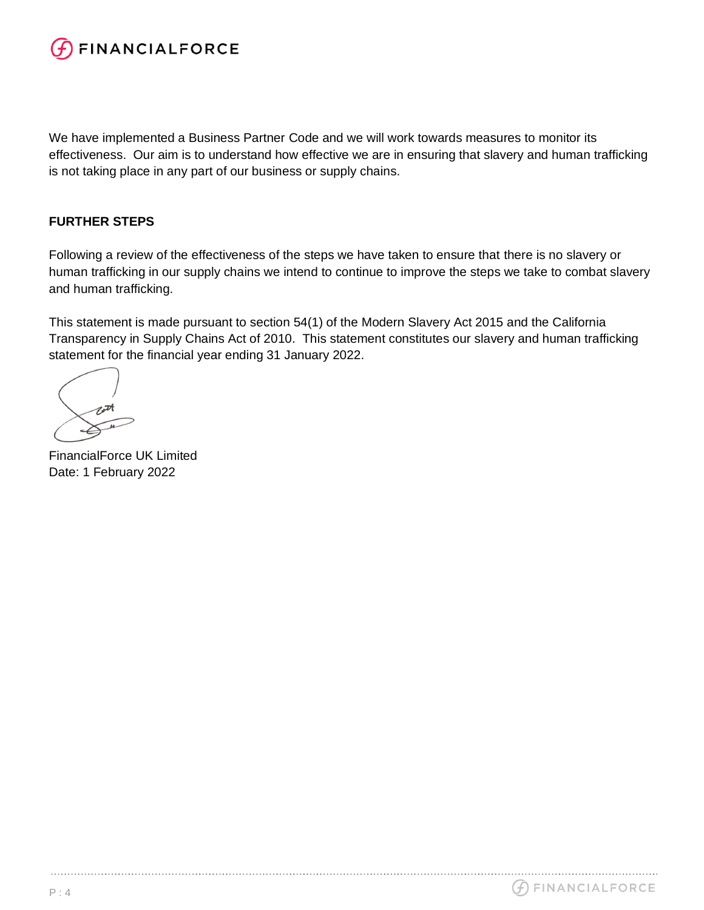We have implemented a Business Partner Code and we will work towards measures to monitor its effectiveness. Our aim is to understand how effective we are in ensuring that slavery and human trafficking is not taking place in any part of our business or supply chains.

**FURTHER STEPS**

Following a review of the effectiveness of the steps we have taken to ensure that there is no slavery or human trafficking in our supply chains we intend to continue to improve the steps we take to combat slavery and human trafficking.

This statement is made pursuant to section 54(1) of the Modern Slavery Act 2015 and the California Transparency in Supply Chains Act of 2010. This statement constitutes our slavery and human trafficking statement for the financial year ending 31 January 2022.

FinancialForce UK Limited
Date: 1 February 2022